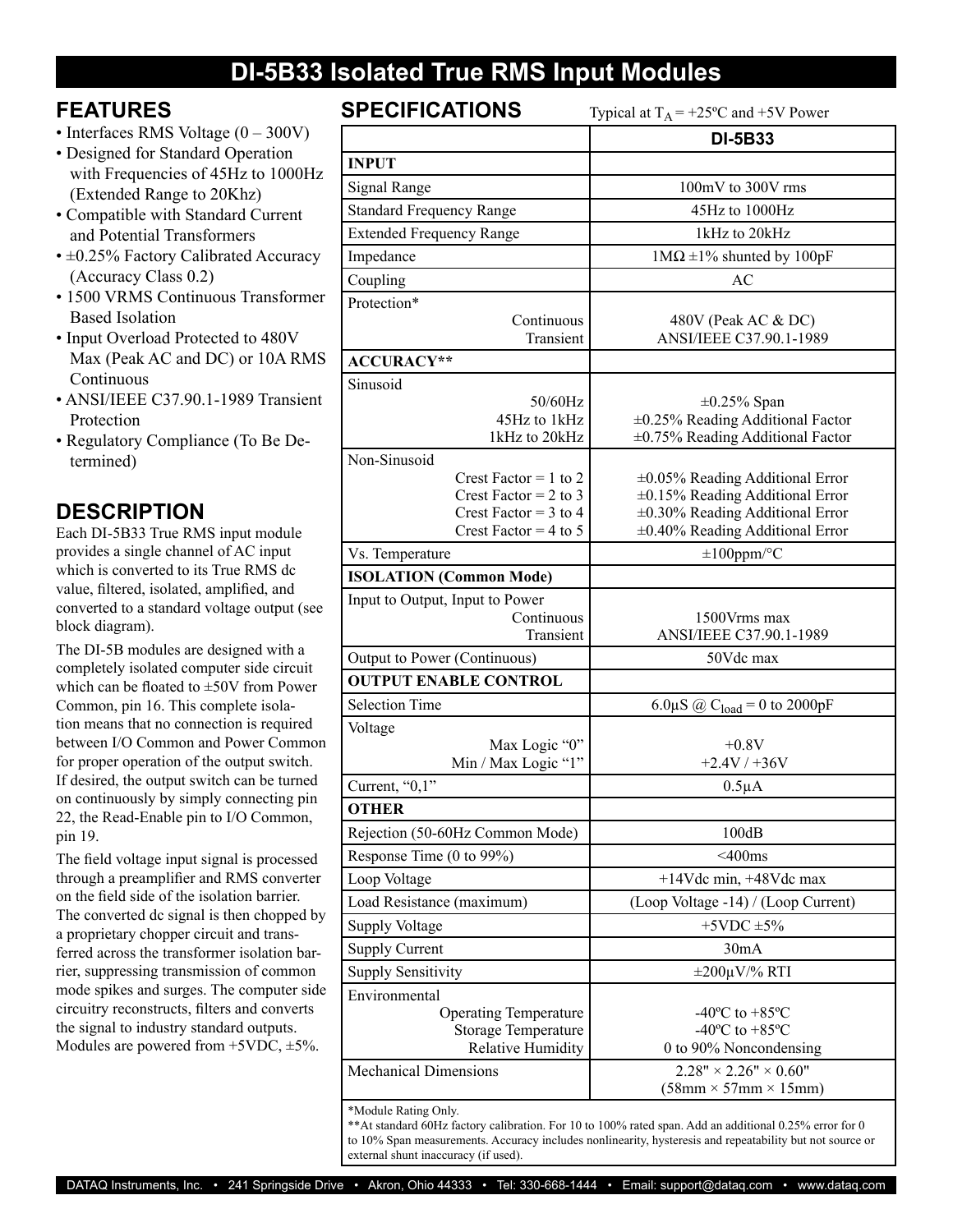# DI-5B33 Isolated True RMS Input Modules

## FEATURES

- Interfaces RMS Voltage (0 – 300V)
- Designed for Standard Operation with Frequencies of 45Hz to 1000Hz (Extended Range to 20Khz)
- Compatible with Standard Current and Potential Transformers
- ±0.25% Factory Calibrated Accuracy (Accuracy Class 0.2)
- 1500 VRMS Continuous Transformer Based Isolation
- Input Overload Protected to 480V Max (Peak AC and DC) or 10A RMS Continuous
- ANSI/IEEE C37.90.1-1989 Transient Protection
- Regulatory Compliance (To Be Determined)

## DESCRIPTION

Each DI-5B33 True RMS input module provides a single channel of AC input which is converted to its True RMS dc value, filtered, isolated, amplified, and converted to a standard voltage output (see block diagram).

The DI-5B modules are designed with a completely isolated computer side circuit which can be floated to ±50V from Power Common, pin 16. This complete isolation means that no connection is required between I/O Common and Power Common for proper operation of the output switch. If desired, the output switch can be turned on continuously by simply connecting pin 22, the Read-Enable pin to I/O Common, pin 19.

The field voltage input signal is processed through a preamplifier and RMS converter on the field side of the isolation barrier. The converted dc signal is then chopped by a proprietary chopper circuit and transferred across the transformer isolation barrier, suppressing transmission of common mode spikes and surges. The computer side circuitry reconstructs, filters and converts the signal to industry standard outputs. Modules are powered from +5VDC, ±5%.

## SPECIFICATIONS

Typical at $T_A$ = +25ºC and +5V Power

| | DI-5B33 |
|---|---|
| **INPUT** | |
| Signal Range | 100mV to 300V rms |
| Standard Frequency Range | 45Hz to 1000Hz |
| Extended Frequency Range | 1kHz to 20kHz |
| Impedance | 1MΩ ±1% shunted by 100pF |
| Coupling | AC |
| Protection* | |
| Continuous | 480V (Peak AC & DC) |
| Transient | ANSI/IEEE C37.90.1-1989 |
| **ACCURACY**** | |
| Sinusoid | |
| 50/60Hz | ±0.25% Span |
| 45Hz to 1kHz | ±0.25% Reading Additional Factor |
| 1kHz to 20kHz | ±0.75% Reading Additional Factor |
| Non-Sinusoid | |
| Crest Factor = 1 to 2 | ±0.05% Reading Additional Error |
| Crest Factor = 2 to 3 | ±0.15% Reading Additional Error |
| Crest Factor = 3 to 4 | ±0.30% Reading Additional Error |
| Crest Factor = 4 to 5 | ±0.40% Reading Additional Error |
| Vs. Temperature | ±100ppm/°C |
| **ISOLATION (Common Mode)** | |
| Input to Output, Input to Power | |
| Continuous | 1500Vrms max |
| Transient | ANSI/IEEE C37.90.1-1989 |
| Output to Power (Continuous) | 50Vdc max |
| **OUTPUT ENABLE CONTROL** | |
| Selection Time | 6.0µS @ $C_{load}$ = 0 to 2000pF |
| Voltage | |
| Max Logic "0" | +0.8V |
| Min / Max Logic "1" | +2.4V / +36V |
| Current, "0,1" | 0.5µA |
| **OTHER** | |
| Rejection (50-60Hz Common Mode) | 100dB |
| Response Time (0 to 99%) | <400ms |
| Loop Voltage | +14Vdc min, +48Vdc max |
| Load Resistance (maximum) | (Loop Voltage -14) / (Loop Current) |
| Supply Voltage | +5VDC ±5% |
| Supply Current | 30mA |
| Supply Sensitivity | ±200µV/% RTI |
| Environmental | |
| Operating Temperature | -40ºC to +85ºC |
| Storage Temperature | -40ºC to +85ºC |
| Relative Humidity | 0 to 90% Noncondensing |
| Mechanical Dimensions | 2.28" × 2.26" × 0.60" (58mm × 57mm × 15mm) |

*Module Rating Only.

**At standard 60Hz factory calibration. For 10 to 100% rated span. Add an additional 0.25% error for 0 to 10% Span measurements. Accuracy includes nonlinearity, hysteresis and repeatability but not source or external shunt inaccuracy (if used).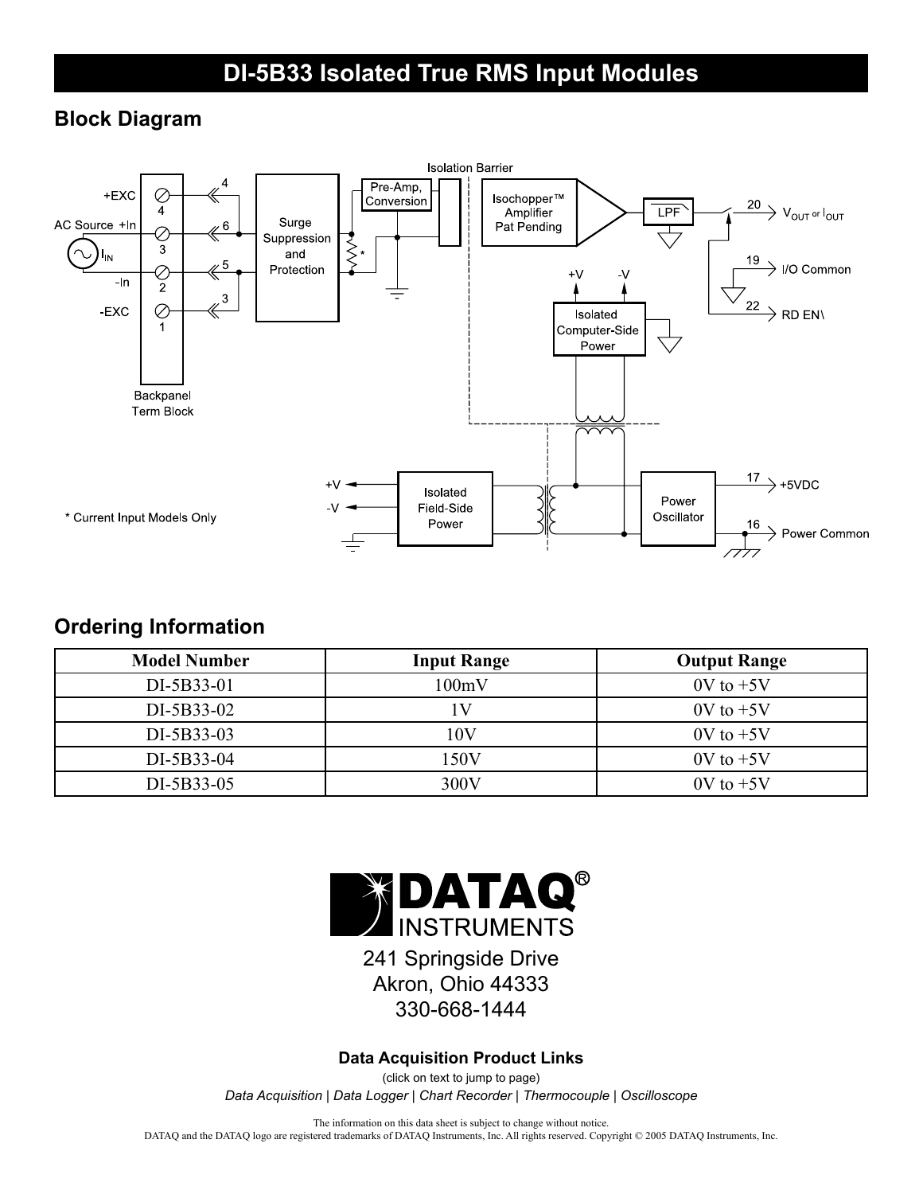# DI-5B33 Isolated True RMS Input Modules

## Block Diagram

+EXC
AC Source +In
$I_{IN}$
-In
-EXC

4
3
2
1

Backpanel
Term Block

4
6
5
3

Surge
Suppression
and
Protection

Pre-Amp,
Conversion

Isolation Barrier

Isochopper™
Amplifier
Pat Pending

LPF

20 $V_{OUT}$ or $I_{OUT}$

19 I/O Common

22 RD EN\

+V -V

Isolated
Computer-Side
Power

+V
-V

Isolated
Field-Side
Power

Power
Oscillator

17 +5VDC

16 Power Common

* Current Input Models Only

## Ordering Information

| Model Number | Input Range | Output Range |
|---|---|---|
| DI-5B33-01 | 100mV | 0V to +5V |
| DI-5B33-02 | 1V | 0V to +5V |
| DI-5B33-03 | 10V | 0V to +5V |
| DI-5B33-04 | 150V | 0V to +5V |
| DI-5B33-05 | 300V | 0V to +5V |

DATAQ® INSTRUMENTS

241 Springside Drive
Akron, Ohio 44333
330-668-1444

**Data Acquisition Product Links**

(click on text to jump to page)

*Data Acquisition | Data Logger | Chart Recorder | Thermocouple | Oscilloscope*

The information on this data sheet is subject to change without notice.
DATAQ and the DATAQ logo are registered trademarks of DATAQ Instruments, Inc. All rights reserved. Copyright © 2005 DATAQ Instruments, Inc.